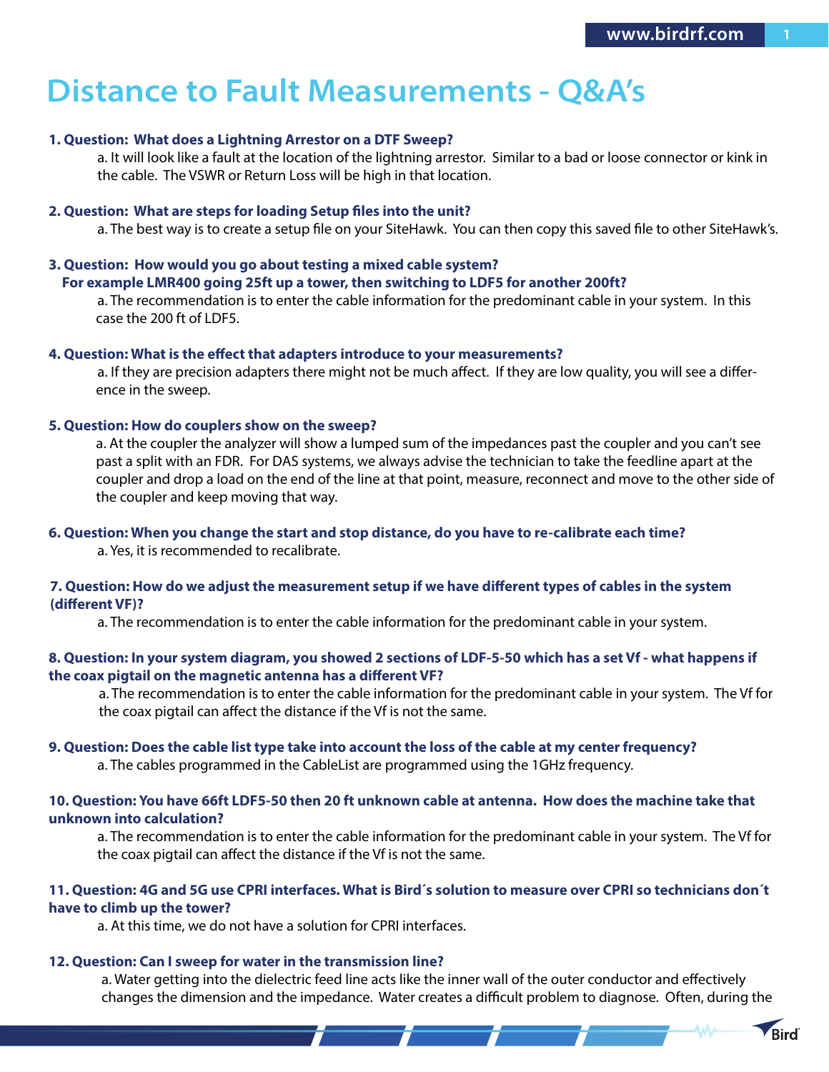# Distance to Fault Measurements - Q&A's

**1. Question: What does a Lightning Arrestor on a DTF Sweep?**

a. It will look like a fault at the location of the lightning arrestor. Similar to a bad or loose connector or kink in the cable. The VSWR or Return Loss will be high in that location.

**2. Question: What are steps for loading Setup files into the unit?**

a. The best way is to create a setup file on your SiteHawk. You can then copy this saved file to other SiteHawk's.

**3. Question: How would you go about testing a mixed cable system? For example LMR400 going 25ft up a tower, then switching to LDF5 for another 200ft?**

a. The recommendation is to enter the cable information for the predominant cable in your system. In this case the 200 ft of LDF5.

**4. Question: What is the effect that adapters introduce to your measurements?**

a. If they are precision adapters there might not be much affect. If they are low quality, you will see a difference in the sweep.

**5. Question: How do couplers show on the sweep?**

a. At the coupler the analyzer will show a lumped sum of the impedances past the coupler and you can't see past a split with an FDR. For DAS systems, we always advise the technician to take the feedline apart at the coupler and drop a load on the end of the line at that point, measure, reconnect and move to the other side of the coupler and keep moving that way.

**6. Question: When you change the start and stop distance, do you have to re-calibrate each time?**

a. Yes, it is recommended to recalibrate.

**7. Question: How do we adjust the measurement setup if we have different types of cables in the system (different VF)?**

a. The recommendation is to enter the cable information for the predominant cable in your system.

**8. Question: In your system diagram, you showed 2 sections of LDF-5-50 which has a set Vf - what happens if the coax pigtail on the magnetic antenna has a different VF?**

a. The recommendation is to enter the cable information for the predominant cable in your system. The Vf for the coax pigtail can affect the distance if the Vf is not the same.

**9. Question: Does the cable list type take into account the loss of the cable at my center frequency?**

a. The cables programmed in the CableList are programmed using the 1GHz frequency.

**10. Question: You have 66ft LDF5-50 then 20 ft unknown cable at antenna. How does the machine take that unknown into calculation?**

a. The recommendation is to enter the cable information for the predominant cable in your system. The Vf for the coax pigtail can affect the distance if the Vf is not the same.

**11. Question: 4G and 5G use CPRI interfaces. What is Bird´s solution to measure over CPRI so technicians don´t have to climb up the tower?**

a. At this time, we do not have a solution for CPRI interfaces.

**12. Question: Can I sweep for water in the transmission line?**

a. Water getting into the dielectric feed line acts like the inner wall of the outer conductor and effectively changes the dimension and the impedance. Water creates a difficult problem to diagnose. Often, during the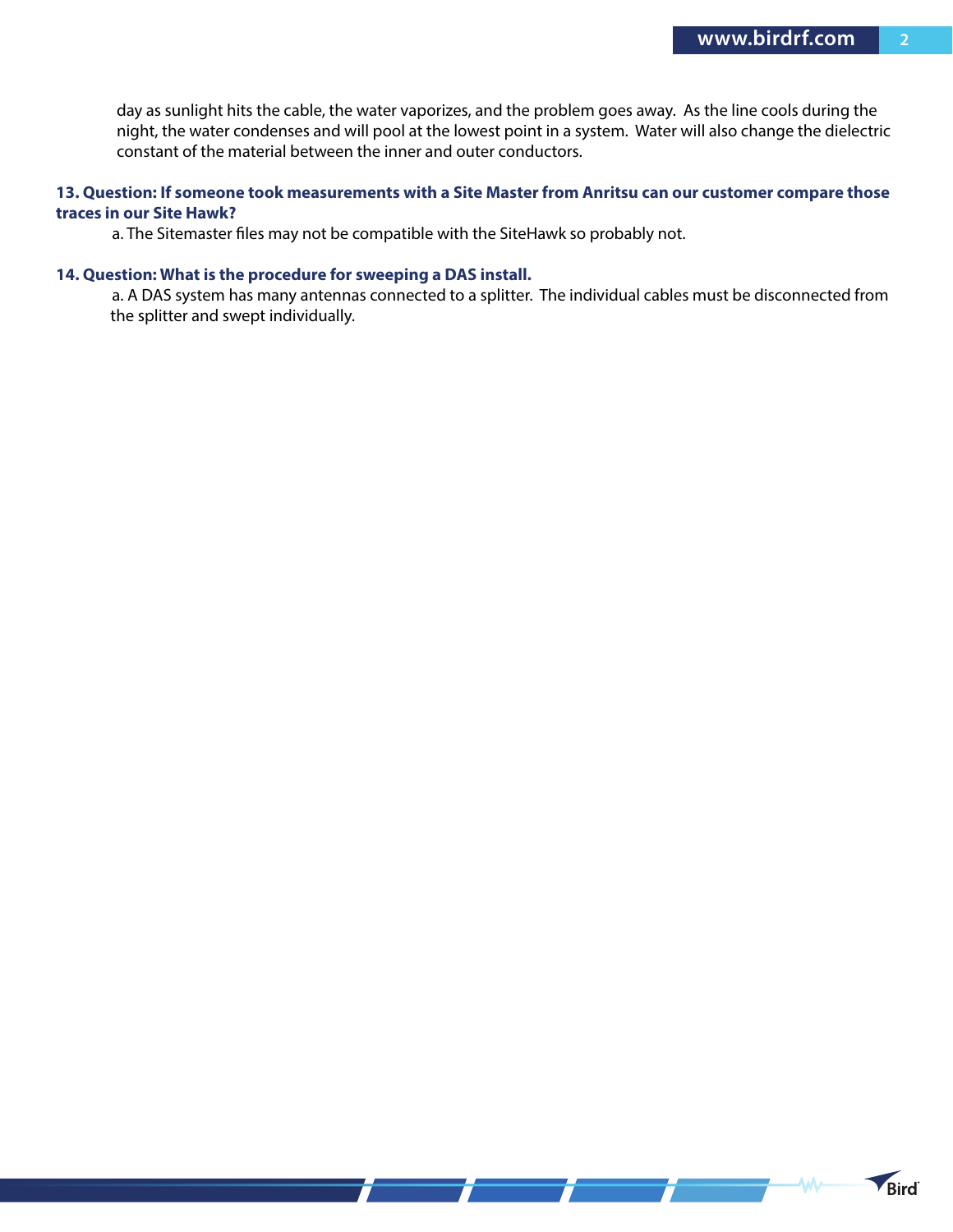day as sunlight hits the cable, the water vaporizes, and the problem goes away. As the line cools during the night, the water condenses and will pool at the lowest point in a system. Water will also change the dielectric constant of the material between the inner and outer conductors.

**13. Question: If someone took measurements with a Site Master from Anritsu can our customer compare those traces in our Site Hawk?**

a. The Sitemaster files may not be compatible with the SiteHawk so probably not.

**14. Question: What is the procedure for sweeping a DAS install.**

a. A DAS system has many antennas connected to a splitter. The individual cables must be disconnected from the splitter and swept individually.